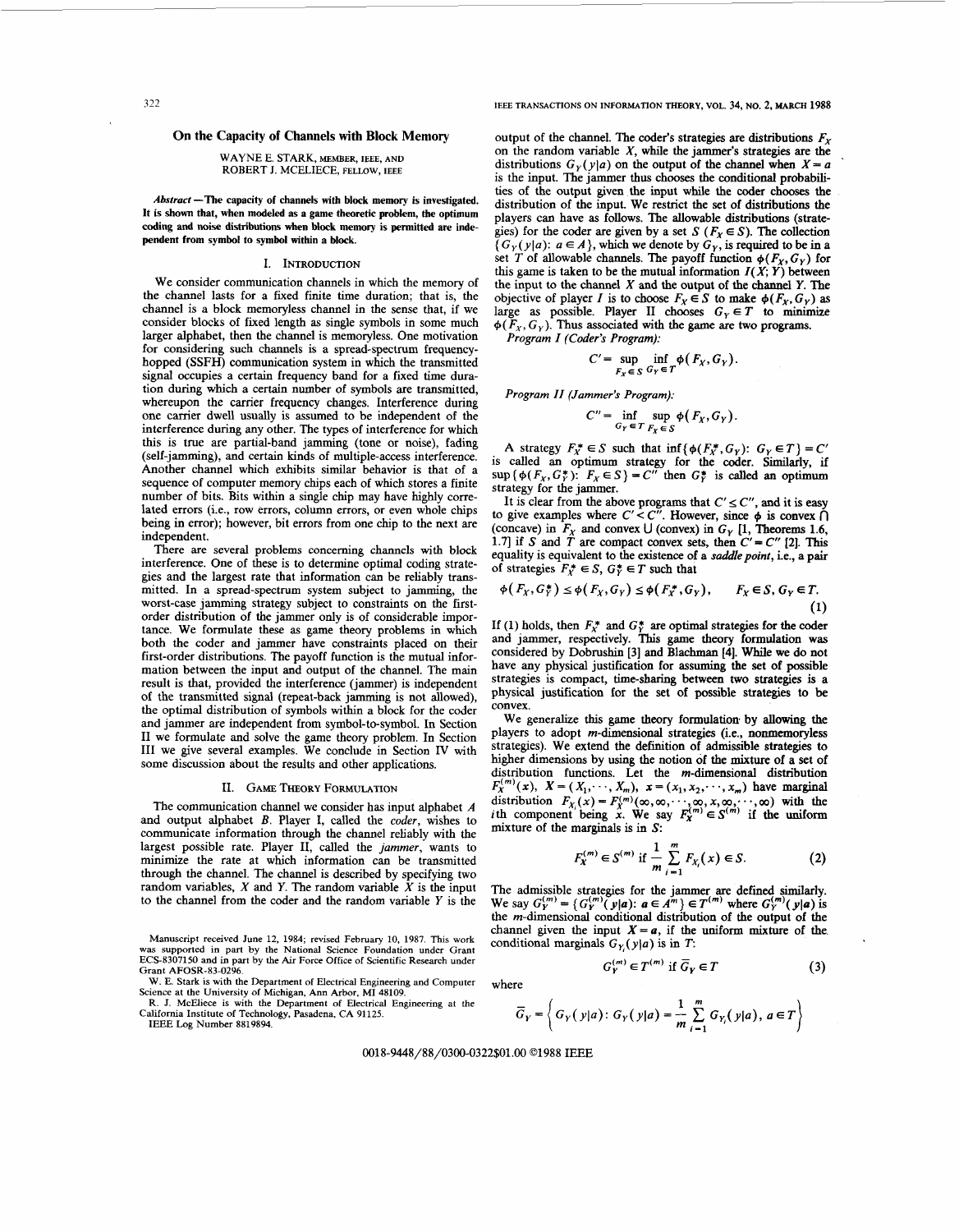# On the Capacity of Channels with Block Memory

WAYNE E. STARK, MEMBER, IEEE, AND ROBERT J. MCELIECE, FELLOW, IEEE

***Abstract*** **—The capacity of channels with block memory is investigated. It is shown that, when modeled as a game theoretic problem, the optimum coding and noise distributions when block memory is permitted are independent from symbol to symbol within a block.**

## I. INTRODUCTION

We consider communication channels in which the memory of the channel lasts for a fixed finite time duration; that is, the channel is a block memoryless channel in the sense that, if we consider blocks of fixed length as single symbols in some much larger alphabet, then the channel is memoryless. One motivation for considering such channels is a spread-spectrum frequency-hopped (SSFH) communication system in which the transmitted signal occupies a certain frequency band for a fixed time duration during which a certain number of symbols are transmitted, whereupon the carrier frequency changes. Interference during one carrier dwell usually is assumed to be independent of the interference during any other. The types of interference for which this is true are partial-band jamming (tone or noise), fading (self-jamming), and certain kinds of multiple-access interference. Another channel which exhibits similar behavior is that of a sequence of computer memory chips each of which stores a finite number of bits. Bits within a single chip may have highly correlated errors (i.e., row errors, column errors, or even whole chips being in error); however, bit errors from one chip to the next are independent.

There are several problems concerning channels with block interference. One of these is to determine optimal coding strategies and the largest rate that information can be reliably transmitted. In a spread-spectrum system subject to jamming, the worst-case jamming strategy subject to constraints on the first-order distribution of the jammer only is of considerable importance. We formulate these as game theory problems in which both the coder and jammer have constraints placed on their first-order distributions. The payoff function is the mutual information between the input and output of the channel. The main result is that, provided the interference (jammer) is independent of the transmitted signal (repeat-back jamming is not allowed), the optimal distribution of symbols within a block for the coder and jammer are independent from symbol-to-symbol. In Section II we formulate and solve the game theory problem. In Section III we give several examples. We conclude in Section IV with some discussion about the results and other applications.

## II. GAME THEORY FORMULATION

The communication channel we consider has input alphabet $A$ and output alphabet $B$. Player I, called the *coder*, wishes to communicate information through the channel reliably with the largest possible rate. Player II, called the *jammer*, wants to minimize the rate at which information can be transmitted through the channel. The channel is described by specifying two random variables, $X$ and $Y$. The random variable $X$ is the input to the channel from the coder and the random variable $Y$ is the output of the channel. The coder's strategies are distributions $F_X$ on the random variable $X$, while the jammer's strategies are the distributions $G_Y(y|a)$ on the output of the channel when $X = a$ is the input. The jammer thus chooses the conditional probabilities of the output given the input while the coder chooses the distribution of the input. We restrict the set of distributions the players can have as follows. The allowable distributions (strategies) for the coder are given by a set $S$ ($F_X \in S$). The collection $\{G_Y(y|a): a \in A\}$, which we denote by $G_Y$, is required to be in a set $T$ of allowable channels. The payoff function $\phi(F_X, G_Y)$ for this game is taken to be the mutual information $I(X;Y)$ between the input to the channel $X$ and the output of the channel $Y$. The objective of player I is to choose $F_X \in S$ to make $\phi(F_X, G_Y)$ as large as possible. Player II chooses $G_Y \in T$ to minimize $\phi(F_X, G_Y)$. Thus associated with the game are two programs.

*Program I (Coder's Program):*

$$C' = \sup_{F_X \in S} \inf_{G_Y \in T} \phi(F_X, G_Y).$$

*Program II (Jammer's Program):*

$$C'' = \inf_{G_Y \in T} \sup_{F_X \in S} \phi(F_X, G_Y).$$

A strategy $F_X^* \in S$ such that $\inf\{\phi(F_X^*, G_Y): G_Y \in T\} = C'$ is called an optimum strategy for the coder. Similarly, if $\sup\{\phi(F_X, G_Y^*): F_X \in S\} = C''$ then $G_Y^*$ is called an optimum strategy for the jammer.

It is clear from the above programs that $C' \le C''$, and it is easy to give examples where $C' < C''$. However, since $\phi$ is convex $\cap$ (concave) in $F_X$ and convex $\cup$ (convex) in $G_Y$ [1, Theorems 1.6, 1.7] if $S$ and $T$ are compact convex sets, then $C' = C''$ [2]. This equality is equivalent to the existence of a *saddle point*, i.e., a pair of strategies $F_X^* \in S$, $G_Y^* \in T$ such that

$$\phi(F_X, G_Y^*) \le \phi(F_X^*, G_Y^*) \le \phi(F_X^*, G_Y), \qquad F_X \in S, G_Y \in T. \tag{1}$$

If (1) holds, then $F_X^*$ and $G_Y^*$ are optimal strategies for the coder and jammer, respectively. This game theory formulation was considered by Dobrushin [3] and Blachman [4]. While we do not have any physical justification for assuming the set of possible strategies is compact, time-sharing between two strategies is a physical justification for the set of possible strategies to be convex.

We generalize this game theory formulation by allowing the players to adopt $m$-dimensional strategies (i.e., nonmemoryless strategies). We extend the definition of admissible strategies to higher dimensions by using the notion of the mixture of a set of distribution functions. Let the $m$-dimensional distribution $F_X^{(m)}(x)$, $X = (X_1, \cdots, X_m)$, $x = (x_1, x_2, \cdots, x_m)$ have marginal distribution $F_{X_i}(x) = F_X^{(m)}(\infty, \infty, \cdots, \infty, x, \infty, \cdots, \infty)$ with the $i$th component being $x$. We say $F_X^{(m)} \in S^{(m)}$ if the uniform mixture of the marginals is in $S$:

$$F_X^{(m)} \in S^{(m)} \text{ if } \frac{1}{m} \sum_{i=1}^{m} F_{X_i}(x) \in S. \tag{2}$$

The admissible strategies for the jammer are defined similarly. We say $G_Y^{(m)} = \{G_Y^{(m)}(y|a): a \in A^m\} \in T^{(m)}$ where $G_Y^{(m)}(y|a)$ is the $m$-dimensional conditional distribution of the output of the channel given the input $X = a$, if the uniform mixture of the conditional marginals $G_{Y_i}(y|a)$ is in $T$:

$$G_Y^{(m)} \in T^{(m)} \text{ if } \bar{G}_Y \in T \tag{3}$$

where

$$\bar{G}_Y = \left\{ G_Y(y|a): G_Y(y|a) = \frac{1}{m} \sum_{i=1}^{m} G_{Y_i}(y|a),\ a \in T \right\}$$

Manuscript received June 12, 1984; revised February 10, 1987. This work was supported in part by the National Science Foundation under Grant ECS-8307150 and in part by the Air Force Office of Scientific Research under Grant AFOSR-83-0296.

W. E. Stark is with the Department of Electrical Engineering and Computer Science at the University of Michigan, Ann Arbor, MI 48109.

R. J. McEliece is with the Department of Electrical Engineering at the California Institute of Technology, Pasadena, CA 91125.

IEEE Log Number 8819894.

0018-9448/88/0300-0322$01.00 ©1988 IEEE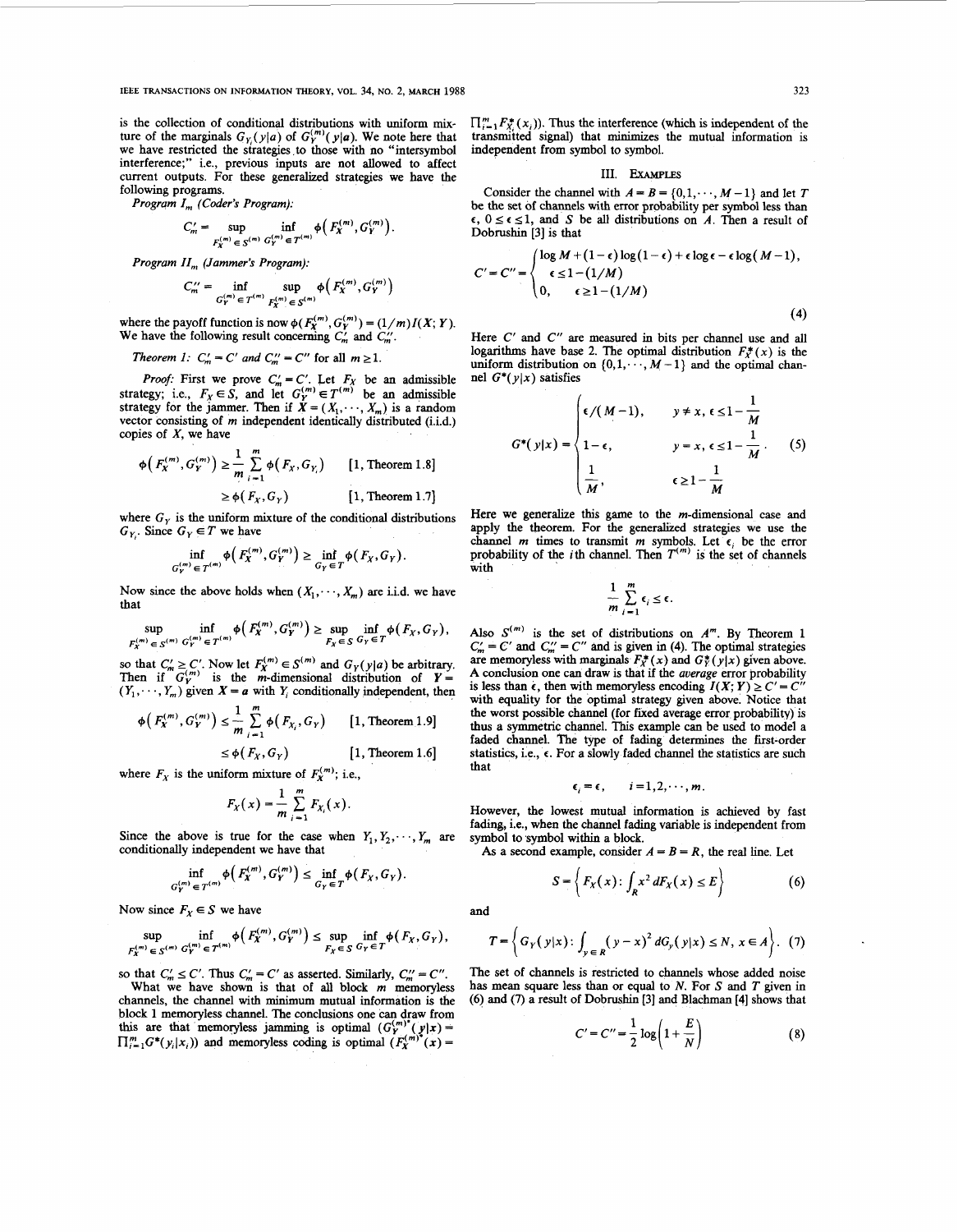is the collection of conditional distributions with uniform mixture of the marginals $G_{Y_i}(y|a)$ of $G_Y^{(m)}(y|a)$. We note here that we have restricted the strategies to those with no "intersymbol interference;" i.e., previous inputs are not allowed to affect current outputs. For these generalized strategies we have the following programs.

*Program $I_m$ (Coder's Program):*

$$C_m' = \sup_{F_X^{(m)} \in S^{(m)}} \inf_{G_Y^{(m)} \in T^{(m)}} \phi\left(F_X^{(m)}, G_Y^{(m)}\right).$$

*Program $II_m$ (Jammer's Program):*

$$C_m'' = \inf_{G_Y^{(m)} \in T^{(m)}} \sup_{F_X^{(m)} \in S^{(m)}} \phi\left(F_X^{(m)}, G_Y^{(m)}\right)$$

where the payoff function is now $\phi(F_X^{(m)}, G_Y^{(m)}) = (1/m)I(X;Y)$. We have the following result concerning $C_m'$ and $C_m''$.

*Theorem 1:* $C_m' = C'$ *and* $C_m'' = C''$ *for all* $m \geq 1$.

*Proof:* First we prove $C_m' = C'$. Let $F_X$ be an admissible strategy; i.e., $F_X \in S$, and let $G_Y^{(m)} \in T^{(m)}$ be an admissible strategy for the jammer. Then if $X = (X_1, \cdots, X_m)$ is a random vector consisting of $m$ independent identically distributed (i.i.d.) copies of $X$, we have

$$\phi\left(F_X^{(m)}, G_Y^{(m)}\right) \geq \frac{1}{m}\sum_{i=1}^{m} \phi\left(F_X, G_{Y_i}\right) \qquad [1, \text{Theorem } 1.8]$$

$$\geq \phi\left(F_X, G_Y\right) \qquad [1, \text{Theorem } 1.7]$$

where $G_Y$ is the uniform mixture of the conditional distributions $G_{Y_i}$. Since $G_Y \in T$ we have

$$\inf_{G_Y^{(m)} \in T^{(m)}} \phi\left(F_X^{(m)}, G_Y^{(m)}\right) \geq \inf_{G_Y \in T} \phi\left(F_X, G_Y\right).$$

Now since the above holds when $(X_1, \cdots, X_m)$ are i.i.d. we have that

$$\sup_{F_X^{(m)} \in S^{(m)}} \inf_{G_Y^{(m)} \in T^{(m)}} \phi\left(F_X^{(m)}, G_Y^{(m)}\right) \geq \sup_{F_X \in S} \inf_{G_Y \in T} \phi\left(F_X, G_Y\right),$$

so that $C_m' \geq C'$. Now let $F_X^{(m)} \in S^{(m)}$ and $G_Y(y|a)$ be arbitrary. Then if $G_Y^{(m)}$ is the $m$-dimensional distribution of $Y = (Y_1, \cdots, Y_m)$ given $X = a$ with $Y_i$ conditionally independent, then

$$\phi\left(F_X^{(m)}, G_Y^{(m)}\right) \leq \frac{1}{m}\sum_{i=1}^{m} \phi\left(F_{X_i}, G_Y\right) \qquad [1, \text{Theorem } 1.9]$$

$$\leq \phi\left(F_X, G_Y\right) \qquad [1, \text{Theorem } 1.6]$$

where $F_X$ is the uniform mixture of $F_X^{(m)}$; i.e.,

$$F_X(x) = \frac{1}{m}\sum_{i=1}^{m} F_{X_i}(x).$$

Since the above is true for the case when $Y_1, Y_2, \cdots, Y_m$ are conditionally independent we have that

$$\inf_{G_Y^{(m)} \in T^{(m)}} \phi\left(F_X^{(m)}, G_Y^{(m)}\right) \leq \inf_{G_Y \in T} \phi\left(F_X, G_Y\right).$$

Now since $F_X \in S$ we have

$$\sup_{F_X^{(m)} \in S^{(m)}} \inf_{G_Y^{(m)} \in T^{(m)}} \phi\left(F_X^{(m)}, G_Y^{(m)}\right) \leq \sup_{F_X \in S} \inf_{G_Y \in T} \phi\left(F_X, G_Y\right),$$

so that $C_m' \leq C'$. Thus $C_m' = C'$ as asserted. Similarly, $C_m'' = C''$.

What we have shown is that of all block $m$ memoryless channels, the channel with minimum mutual information is the block 1 memoryless channel. The conclusions one can draw from this are that memoryless jamming is optimal ($G_Y^{(m)*}(y|x) = \prod_{i=1}^{m} G^*(y_i|x_i)$) and memoryless coding is optimal ($F_X^{(m)*}(x) = \prod_{i=1}^{m} F_{X_i}^*(x_i)$). Thus the interference (which is independent of the transmitted signal) that minimizes the mutual information is independent from symbol to symbol.

## III. Examples

Consider the channel with $A = B = \{0, 1, \cdots, M-1\}$ and let $T$ be the set of channels with error probability per symbol less than $\epsilon$, $0 \leq \epsilon \leq 1$, and $S$ be all distributions on $A$. Then a result of Dobrushin [3] is that

$$C' = C'' = \begin{cases} \log M + (1-\epsilon)\log(1-\epsilon) + \epsilon \log \epsilon - \epsilon \log(M-1), \\ \qquad \epsilon \leq 1 - (1/M) \\ 0, \qquad \epsilon \geq 1 - (1/M) \end{cases} \tag{4}$$

Here $C'$ and $C''$ are measured in bits per channel use and all logarithms have base 2. The optimal distribution $F_X^*(x)$ is the uniform distribution on $\{0, 1, \cdots, M-1\}$ and the optimal channel $G^*(y|x)$ satisfies

$$G^*(y|x) = \begin{cases} \epsilon/(M-1), & y \neq x, \epsilon \leq 1 - \dfrac{1}{M} \\ 1-\epsilon, & y = x, \epsilon \leq 1 - \dfrac{1}{M} \\ \dfrac{1}{M}, & \epsilon \geq 1 - \dfrac{1}{M} \end{cases}. \tag{5}$$

Here we generalize this game to the $m$-dimensional case and apply the theorem. For the generalized strategies we use the channel $m$ times to transmit $m$ symbols. Let $\epsilon_i$ be the error probability of the $i$th channel. Then $T^{(m)}$ is the set of channels with

$$\frac{1}{m}\sum_{i=1}^{m} \epsilon_i \leq \epsilon.$$

Also $S^{(m)}$ is the set of distributions on $A^m$. By Theorem 1 $C_m' = C'$ and $C_m'' = C''$ and is given in (4). The optimal strategies are memoryless with marginals $F_X^*(x)$ and $G_Y^*(y|x)$ given above. A conclusion one can draw is that if the *average* error probability is less than $\epsilon$, then with memoryless encoding $I(X;Y) \geq C' = C''$ with equality for the optimal strategy given above. Notice that the worst possible channel (for fixed average error probability) is thus a symmetric channel. This example can be used to model a faded channel. The type of fading determines the first-order statistics, i.e., $\epsilon$. For a slowly faded channel the statistics are such that

$$\epsilon_i = \epsilon, \qquad i = 1, 2, \cdots, m.$$

However, the lowest mutual information is achieved by fast fading, i.e., when the channel fading variable is independent from symbol to symbol within a block.

As a second example, consider $A = B = R$, the real line. Let

$$S = \left\{F_X(x) \colon \int_R x^2 \, dF_X(x) \leq E\right\} \tag{6}$$

and

$$T = \left\{G_Y(y|x) \colon \int_{y \in R} (y-x)^2 \, dG_Y(y|x) \leq N, \; x \in A\right\}. \tag{7}$$

The set of channels is restricted to channels whose added noise has mean square less than or equal to $N$. For $S$ and $T$ given in (6) and (7) a result of Dobrushin [3] and Blachman [4] shows that

$$C' = C'' = \frac{1}{2}\log\left(1 + \frac{E}{N}\right) \tag{8}$$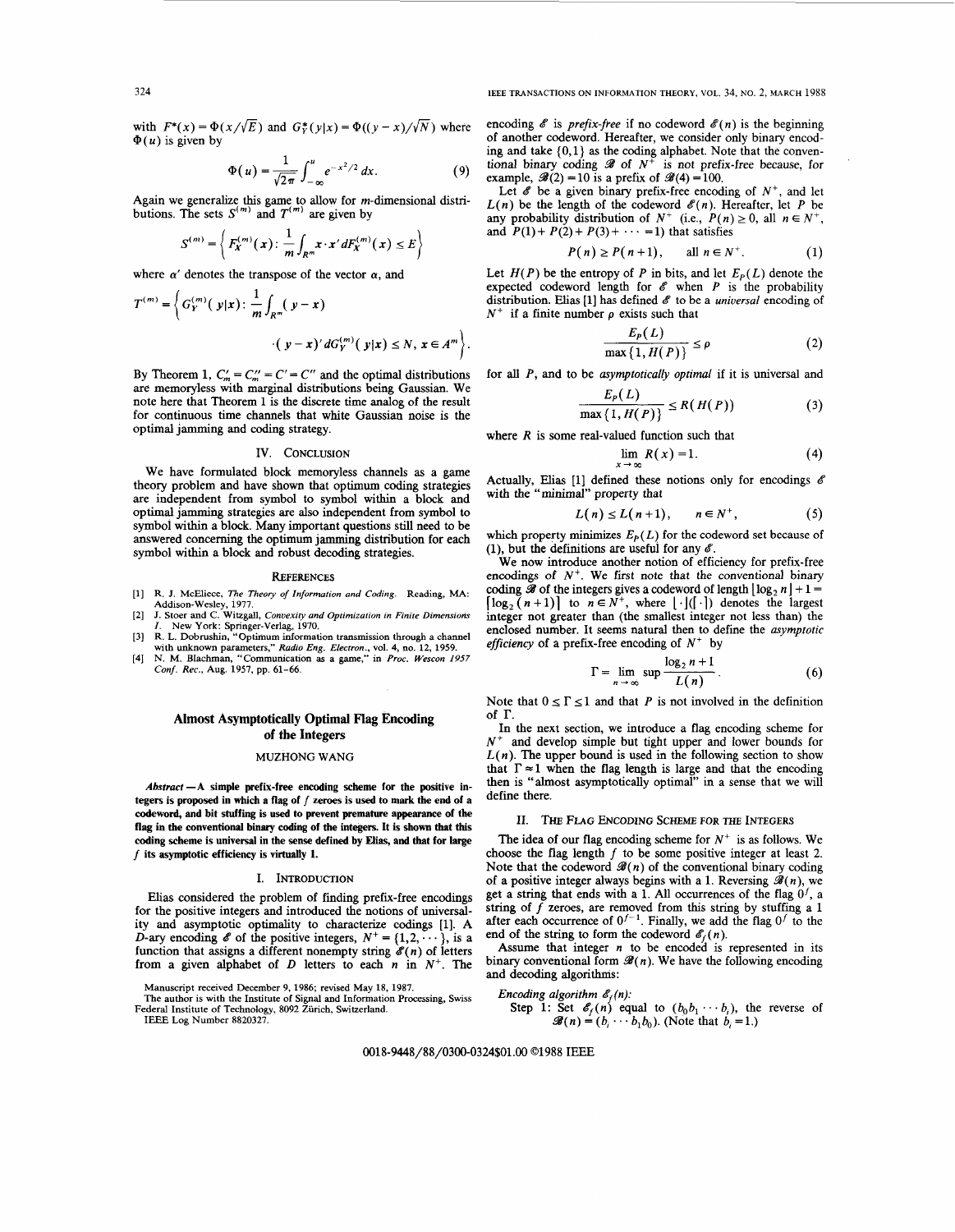with $F^*(x) = \Phi(x/\sqrt{E})$ and $G_Y^*(y|x) = \Phi((y-x)/\sqrt{N})$ where $\Phi(u)$ is given by

$$\Phi(u) = \frac{1}{\sqrt{2\pi}} \int_{-\infty}^{u} e^{-x^2/2}\, dx. \tag{9}$$

Again we generalize this game to allow for $m$-dimensional distributions. The sets $S^{(m)}$ and $T^{(m)}$ are given by

$$S^{(m)} = \left\{ F_X^{(m)}(x) : \frac{1}{m} \int_{R^m} x \cdot x' \, dF_X^{(m)}(x) \le E \right\}$$

where $\alpha'$ denotes the transpose of the vector $\alpha$, and

$$T^{(m)} = \left\{ G_Y^{(m)}(y|x) : \frac{1}{m} \int_{R^m} (y-x) \cdot (y-x)' \, dG_Y^{(m)}(y|x) \le N,\ x \in A^m \right\}.$$

By Theorem 1, $C_m' = C_m'' = C' = C''$ and the optimal distributions are memoryless with marginal distributions being Gaussian. We note here that Theorem 1 is the discrete time analog of the result for continuous time channels that white Gaussian noise is the optimal jamming and coding strategy.

## IV. Conclusion

We have formulated block memoryless channels as a game theory problem and have shown that optimum coding strategies are independent from symbol to symbol within a block and optimal jamming strategies are also independent from symbol to symbol within a block. Many important questions still need to be answered concerning the optimum jamming distribution for each symbol within a block and robust decoding strategies.

## References

[1] R. J. McEliece, *The Theory of Information and Coding*. Reading, MA: Addison-Wesley, 1977.

[2] J. Stoer and C. Witzgall, *Convexity and Optimization in Finite Dimensions I*. New York: Springer-Verlag, 1970.

[3] R. L. Dobrushin, "Optimum information transmission through a channel with unknown parameters," *Radio Eng. Electron.*, vol. 4, no. 12, 1959.

[4] N. M. Blachman, "Communication as a game," in *Proc. Wescon 1957 Conf. Rec.*, Aug. 1957, pp. 61–66.

# Almost Asymptotically Optimal Flag Encoding of the Integers

MUZHONG WANG

***Abstract*** **—A simple prefix-free encoding scheme for the positive integers is proposed in which a flag of $f$ zeroes is used to mark the end of a codeword, and bit stuffing is used to prevent premature appearance of the flag in the conventional binary coding of the integers. It is shown that this coding scheme is universal in the sense defined by Elias, and that for large $f$ its asymptotic efficiency is virtually 1.**

## I. Introduction

Elias considered the problem of finding prefix-free encodings for the positive integers and introduced the notions of universality and asymptotic optimality to characterize codings [1]. A $D$-ary encoding $\mathscr{E}$ of the positive integers, $N^+ = \{1, 2, \cdots\}$, is a function that assigns a different nonempty string $\mathscr{E}(n)$ of letters from a given alphabet of $D$ letters to each $n$ in $N^+$. The encoding $\mathscr{E}$ is *prefix-free* if no codeword $\mathscr{E}(n)$ is the beginning of another codeword. Hereafter, we consider only binary encoding and take $\{0,1\}$ as the coding alphabet. Note that the conventional binary coding $\mathscr{B}$ of $N^+$ is not prefix-free because, for example, $\mathscr{B}(2) = 10$ is a prefix of $\mathscr{B}(4) = 100$.

Let $\mathscr{E}$ be a given binary prefix-free encoding of $N^+$, and let $L(n)$ be the length of the codeword $\mathscr{E}(n)$. Hereafter, let $P$ be any probability distribution of $N^+$ (i.e., $P(n) \ge 0$, all $n \in N^+$, and $P(1) + P(2) + P(3) + \cdots = 1$) that satisfies

$$P(n) \ge P(n+1), \qquad \text{all } n \in N^+. \tag{1}$$

Let $H(P)$ be the entropy of $P$ in bits, and let $E_P(L)$ denote the expected codeword length for $\mathscr{E}$ when $P$ is the probability distribution. Elias [1] has defined $\mathscr{E}$ to be a *universal* encoding of $N^+$ if a finite number $\rho$ exists such that

$$\frac{E_P(L)}{\max\{1, H(P)\}} \le \rho \tag{2}$$

for all $P$, and to be *asymptotically optimal* if it is universal and

$$\frac{E_P(L)}{\max\{1, H(P)\}} \le R(H(P)) \tag{3}$$

where $R$ is some real-valued function such that

$$\lim_{x \to \infty} R(x) = 1. \tag{4}$$

Actually, Elias [1] defined these notions only for encodings $\mathscr{E}$ with the "minimal" property that

$$L(n) \le L(n+1), \qquad n \in N^+, \tag{5}$$

which property minimizes $E_P(L)$ for the codeword set because of (1), but the definitions are useful for any $\mathscr{E}$.

We now introduce another notion of efficiency for prefix-free encodings of $N^+$. We first note that the conventional binary coding $\mathscr{B}$ of the integers gives a codeword of length $\lfloor \log_2 n \rfloor + 1 = \lceil \log_2 (n+1) \rceil$ to $n \in N^+$, where $\lfloor \cdot \rfloor (\lceil \cdot \rceil)$ denotes the largest integer not greater than (the smallest integer not less than) the enclosed number. It seems natural then to define the *asymptotic efficiency* of a prefix-free encoding of $N^+$ by

$$\Gamma = \limsup_{n \to \infty} \frac{\log_2 n + 1}{L(n)}. \tag{6}$$

Note that $0 \le \Gamma \le 1$ and that $P$ is not involved in the definition of $\Gamma$.

In the next section, we introduce a flag encoding scheme for $N^+$ and develop simple but tight upper and lower bounds for $L(n)$. The upper bound is used in the following section to show that $\Gamma \approx 1$ when the flag length is large and that the encoding then is "almost asymptotically optimal" in a sense that we will define there.

## II. The Flag Encoding Scheme for the Integers

The idea of our flag encoding scheme for $N^+$ is as follows. We choose the flag length $f$ to be some positive integer at least 2. Note that the codeword $\mathscr{B}(n)$ of the conventional binary coding of a positive integer always begins with a 1. Reversing $\mathscr{B}(n)$, we get a string that ends with a 1. All occurrences of the flag $0^f$, a string of $f$ zeroes, are removed from this string by stuffing a 1 after each occurrence of $0^{f-1}$. Finally, we add the flag $0^f$ to the end of the string to form the codeword $\mathscr{E}_f(n)$.

Assume that integer $n$ to be encoded is represented in its binary conventional form $\mathscr{B}(n)$. We have the following encoding and decoding algorithms:

*Encoding algorithm $\mathscr{E}_f(n)$:*

Step 1: Set $\mathscr{E}_f(n)$ equal to $(b_0 b_1 \cdots b_i)$, the reverse of $\mathscr{B}(n) = (b_i \cdots b_1 b_0)$. (Note that $b_i = 1$.)

Manuscript received December 9, 1986; revised May 18, 1987.

The author is with the Institute of Signal and Information Processing, Swiss Federal Institute of Technology, 8092 Zürich, Switzerland.

IEEE Log Number 8820327.